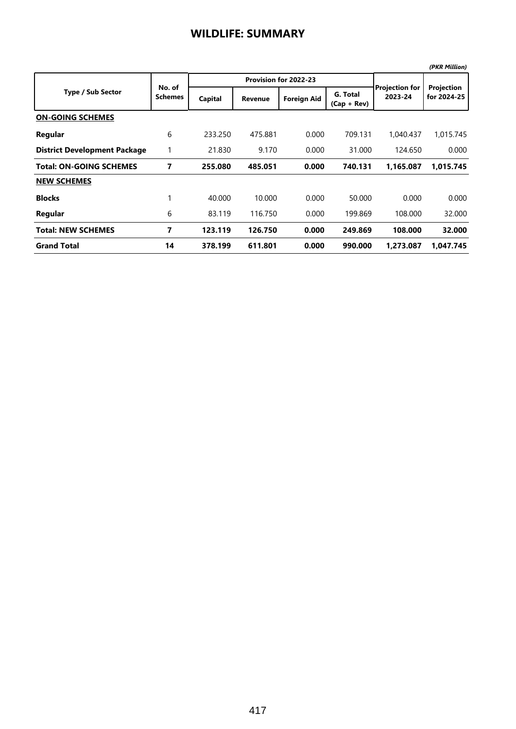# WILDLIFE: SUMMARY

*(PKR Million)*

| Type / Sub Sector | No. of Schemes | Provision for 2022-23 | | | | Projection for 2023-24 | Projection for 2024-25 |
|---|---|---|---|---|---|---|---|
| | | Capital | Revenue | Foreign Aid | G. Total (Cap + Rev) | | |
| **ON-GOING SCHEMES** | | | | | | | |
| **Regular** | 6 | 233.250 | 475.881 | 0.000 | 709.131 | 1,040.437 | 1,015.745 |
| **District Development Package** | 1 | 21.830 | 9.170 | 0.000 | 31.000 | 124.650 | 0.000 |
| **Total: ON-GOING SCHEMES** | **7** | **255.080** | **485.051** | **0.000** | **740.131** | **1,165.087** | **1,015.745** |
| **NEW SCHEMES** | | | | | | | |
| **Blocks** | 1 | 40.000 | 10.000 | 0.000 | 50.000 | 0.000 | 0.000 |
| **Regular** | 6 | 83.119 | 116.750 | 0.000 | 199.869 | 108.000 | 32.000 |
| **Total: NEW SCHEMES** | **7** | **123.119** | **126.750** | **0.000** | **249.869** | **108.000** | **32.000** |
| **Grand Total** | **14** | **378.199** | **611.801** | **0.000** | **990.000** | **1,273.087** | **1,047.745** |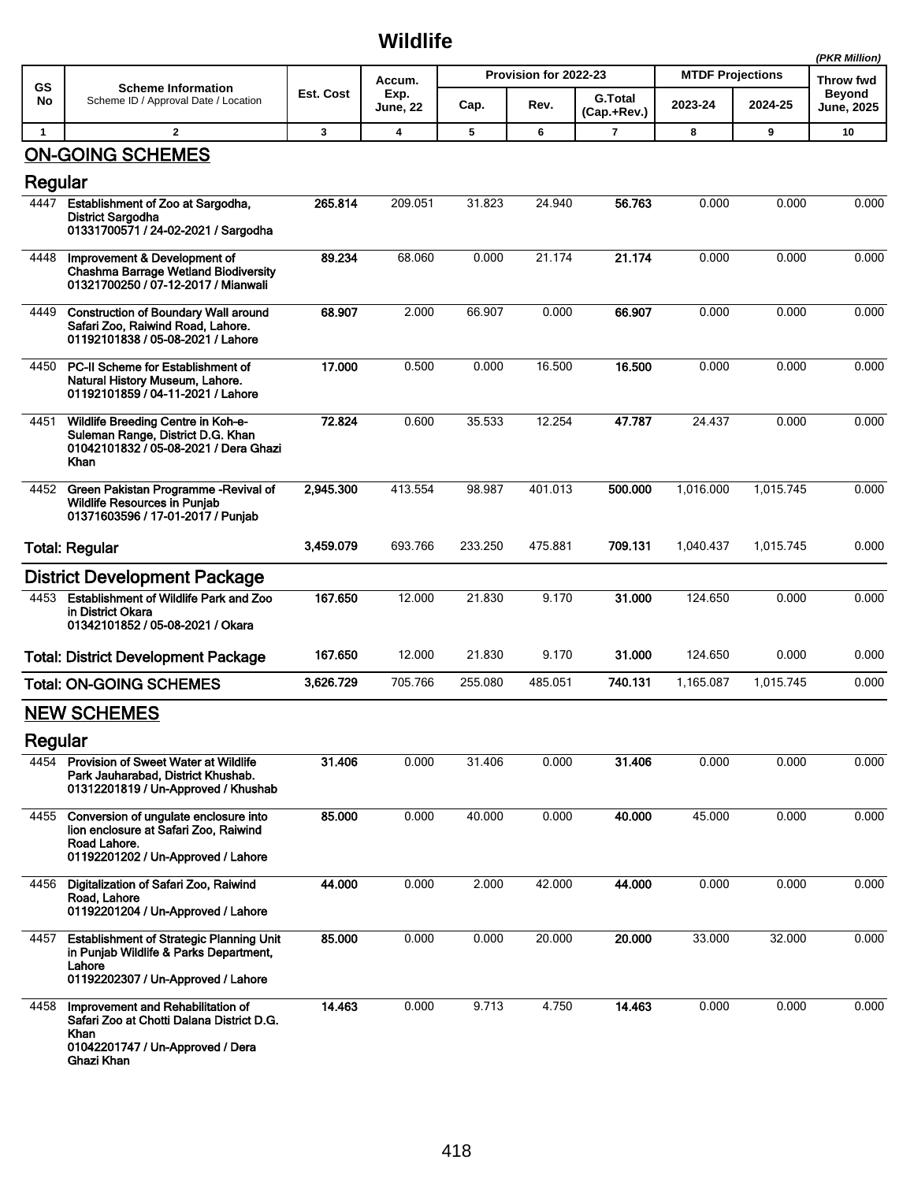# Wildlife

*(PKR Million)*

| GS No | Scheme Information<br>Scheme ID / Approval Date / Location | Est. Cost | Accum. Exp. June, 22 | Provision for 2022-23 | | | MTDF Projections | | Throw fwd Beyond June, 2025 |
|---|---|---|---|---|---|---|---|---|---|
| | | | | Cap. | Rev. | G.Total (Cap.+Rev.) | 2023-24 | 2024-25 | |
| 1 | 2 | 3 | 4 | 5 | 6 | 7 | 8 | 9 | 10 |
| | **ON-GOING SCHEMES** | | | | | | | | |
| | **Regular** | | | | | | | | |
| 4447 | **Establishment of Zoo at Sargodha, District Sargodha**<br>**01331700571 / 24-02-2021 / Sargodha** | **265.814** | 209.051 | 31.823 | 24.940 | **56.763** | 0.000 | 0.000 | 0.000 |
| 4448 | **Improvement & Development of Chashma Barrage Wetland Biodiversity**<br>**01321700250 / 07-12-2017 / Mianwali** | **89.234** | 68.060 | 0.000 | 21.174 | **21.174** | 0.000 | 0.000 | 0.000 |
| 4449 | **Construction of Boundary Wall around Safari Zoo, Raiwind Road, Lahore.**<br>**01192101838 / 05-08-2021 / Lahore** | **68.907** | 2.000 | 66.907 | 0.000 | **66.907** | 0.000 | 0.000 | 0.000 |
| 4450 | **PC-II Scheme for Establishment of Natural History Museum, Lahore.**<br>**01192101859 / 04-11-2021 / Lahore** | **17.000** | 0.500 | 0.000 | 16.500 | **16.500** | 0.000 | 0.000 | 0.000 |
| 4451 | **Wildlife Breeding Centre in Koh-e-Suleman Range, District D.G. Khan**<br>**01042101832 / 05-08-2021 / Dera Ghazi Khan** | **72.824** | 0.600 | 35.533 | 12.254 | **47.787** | 24.437 | 0.000 | 0.000 |
| 4452 | **Green Pakistan Programme -Revival of Wildlife Resources in Punjab**<br>**01371603596 / 17-01-2017 / Punjab** | **2,945.300** | 413.554 | 98.987 | 401.013 | **500.000** | 1,016.000 | 1,015.745 | 0.000 |
| | **Total: Regular** | **3,459.079** | 693.766 | 233.250 | 475.881 | **709.131** | 1,040.437 | 1,015.745 | 0.000 |
| | **District Development Package** | | | | | | | | |
| 4453 | **Establishment of Wildlife Park and Zoo in District Okara**<br>**01342101852 / 05-08-2021 / Okara** | **167.650** | 12.000 | 21.830 | 9.170 | **31.000** | 124.650 | 0.000 | 0.000 |
| | **Total: District Development Package** | **167.650** | 12.000 | 21.830 | 9.170 | **31.000** | 124.650 | 0.000 | 0.000 |
| | **Total: ON-GOING SCHEMES** | **3,626.729** | 705.766 | 255.080 | 485.051 | **740.131** | 1,165.087 | 1,015.745 | 0.000 |
| | **NEW SCHEMES** | | | | | | | | |
| | **Regular** | | | | | | | | |
| 4454 | **Provision of Sweet Water at Wildlife Park Jauharabad, District Khushab.**<br>**01312201819 / Un-Approved / Khushab** | **31.406** | 0.000 | 31.406 | 0.000 | **31.406** | 0.000 | 0.000 | 0.000 |
| 4455 | **Conversion of ungulate enclosure into lion enclosure at Safari Zoo, Raiwind Road Lahore.**<br>**01192201202 / Un-Approved / Lahore** | **85.000** | 0.000 | 40.000 | 0.000 | **40.000** | 45.000 | 0.000 | 0.000 |
| 4456 | **Digitalization of Safari Zoo, Raiwind Road, Lahore**<br>**01192201204 / Un-Approved / Lahore** | **44.000** | 0.000 | 2.000 | 42.000 | **44.000** | 0.000 | 0.000 | 0.000 |
| 4457 | **Establishment of Strategic Planning Unit in Punjab Wildlife & Parks Department, Lahore**<br>**01192202307 / Un-Approved / Lahore** | **85.000** | 0.000 | 0.000 | 20.000 | **20.000** | 33.000 | 32.000 | 0.000 |
| 4458 | **Improvement and Rehabilitation of Safari Zoo at Chotti Dalana District D.G. Khan**<br>**01042201747 / Un-Approved / Dera Ghazi Khan** | **14.463** | 0.000 | 9.713 | 4.750 | **14.463** | 0.000 | 0.000 | 0.000 |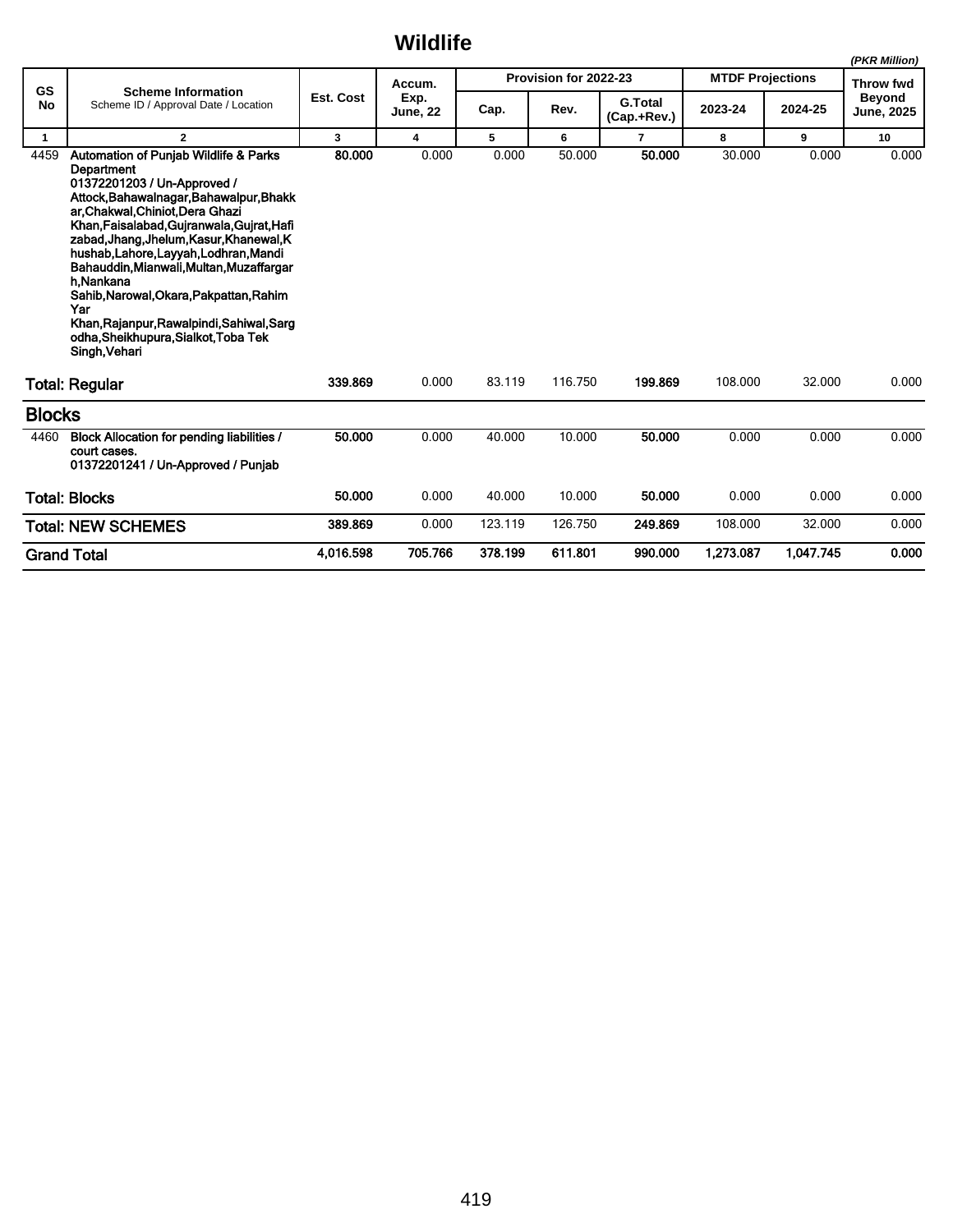# Wildlife

*(PKR Million)*

| GS No | Scheme Information<br>Scheme ID / Approval Date / Location | Est. Cost | Accum. Exp. June, 22 | Provision for 2022-23 | | | MTDF Projections | | Throw fwd Beyond June, 2025 |
|---|---|---|---|---|---|---|---|---|---|
| | | | | Cap. | Rev. | G.Total (Cap.+Rev.) | 2023-24 | 2024-25 | |
| 1 | 2 | 3 | 4 | 5 | 6 | 7 | 8 | 9 | 10 |
| 4459 | **Automation of Punjab Wildlife & Parks Department**<br>**01372201203 / Un-Approved / Attock,Bahawalnagar,Bahawalpur,Bhakkar,Chakwal,Chiniot,Dera Ghazi Khan,Faisalabad,Gujranwala,Gujrat,Hafizabad,Jhang,Jhelum,Kasur,Khanewal,Khushab,Lahore,Layyah,Lodhran,Mandi Bahauddin,Mianwali,Multan,Muzaffargarh,Nankana Sahib,Narowal,Okara,Pakpattan,Rahim Yar Khan,Rajanpur,Rawalpindi,Sahiwal,Sargodha,Sheikhupura,Sialkot,Toba Tek Singh,Vehari** | **80.000** | 0.000 | 0.000 | 50.000 | **50.000** | 30.000 | 0.000 | 0.000 |
| **Total: Regular** | | **339.869** | 0.000 | 83.119 | 116.750 | **199.869** | 108.000 | 32.000 | 0.000 |
| **Blocks** | | | | | | | | | |
| 4460 | **Block Allocation for pending liabilities / court cases.**<br>**01372201241 / Un-Approved / Punjab** | **50.000** | 0.000 | 40.000 | 10.000 | **50.000** | 0.000 | 0.000 | 0.000 |
| **Total: Blocks** | | **50.000** | 0.000 | 40.000 | 10.000 | **50.000** | 0.000 | 0.000 | 0.000 |
| **Total: NEW SCHEMES** | | **389.869** | 0.000 | 123.119 | 126.750 | **249.869** | 108.000 | 32.000 | 0.000 |
| **Grand Total** | | **4,016.598** | **705.766** | **378.199** | **611.801** | **990.000** | **1,273.087** | **1,047.745** | **0.000** |